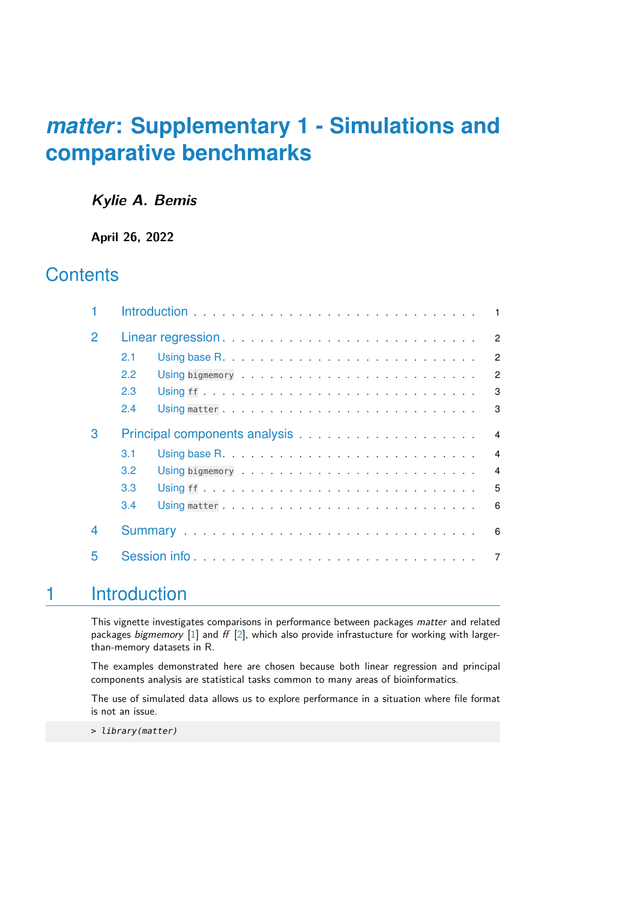# *matter*: Supplementary 1 - Simulations and comparative benchmarks

***Kylie A. Bemis***

**April 26, 2022**

## Contents

1 Introduction . . . . . . . . . . . . . . . . . . . . . . . . . . . . . . 1

2 Linear regression . . . . . . . . . . . . . . . . . . . . . . . . . . . 2

- 2.1 Using base R . . . . . . . . . . . . . . . . . . . . . . . . . 2
- 2.2 Using `bigmemory` . . . . . . . . . . . . . . . . . . . . . . 2
- 2.3 Using `ff` . . . . . . . . . . . . . . . . . . . . . . . . . . . 3
- 2.4 Using `matter` . . . . . . . . . . . . . . . . . . . . . . . . 3

3 Principal components analysis . . . . . . . . . . . . . . . . . . . . 4

- 3.1 Using base R . . . . . . . . . . . . . . . . . . . . . . . . . 4
- 3.2 Using `bigmemory` . . . . . . . . . . . . . . . . . . . . . . 4
- 3.3 Using `ff` . . . . . . . . . . . . . . . . . . . . . . . . . . . 5
- 3.4 Using `matter` . . . . . . . . . . . . . . . . . . . . . . . . 6

4 Summary . . . . . . . . . . . . . . . . . . . . . . . . . . . . . . . . 6

5 Session info . . . . . . . . . . . . . . . . . . . . . . . . . . . . . . 7

## 1 Introduction

This vignette investigates comparisons in performance between packages *matter* and related packages *bigmemory* [1] and *ff* [2], which also provide infrastucture for working with larger-than-memory datasets in R.

The examples demonstrated here are chosen because both linear regression and principal components analysis are statistical tasks common to many areas of bioinformatics.

The use of simulated data allows us to explore performance in a situation where file format is not an issue.

```
> library(matter)
```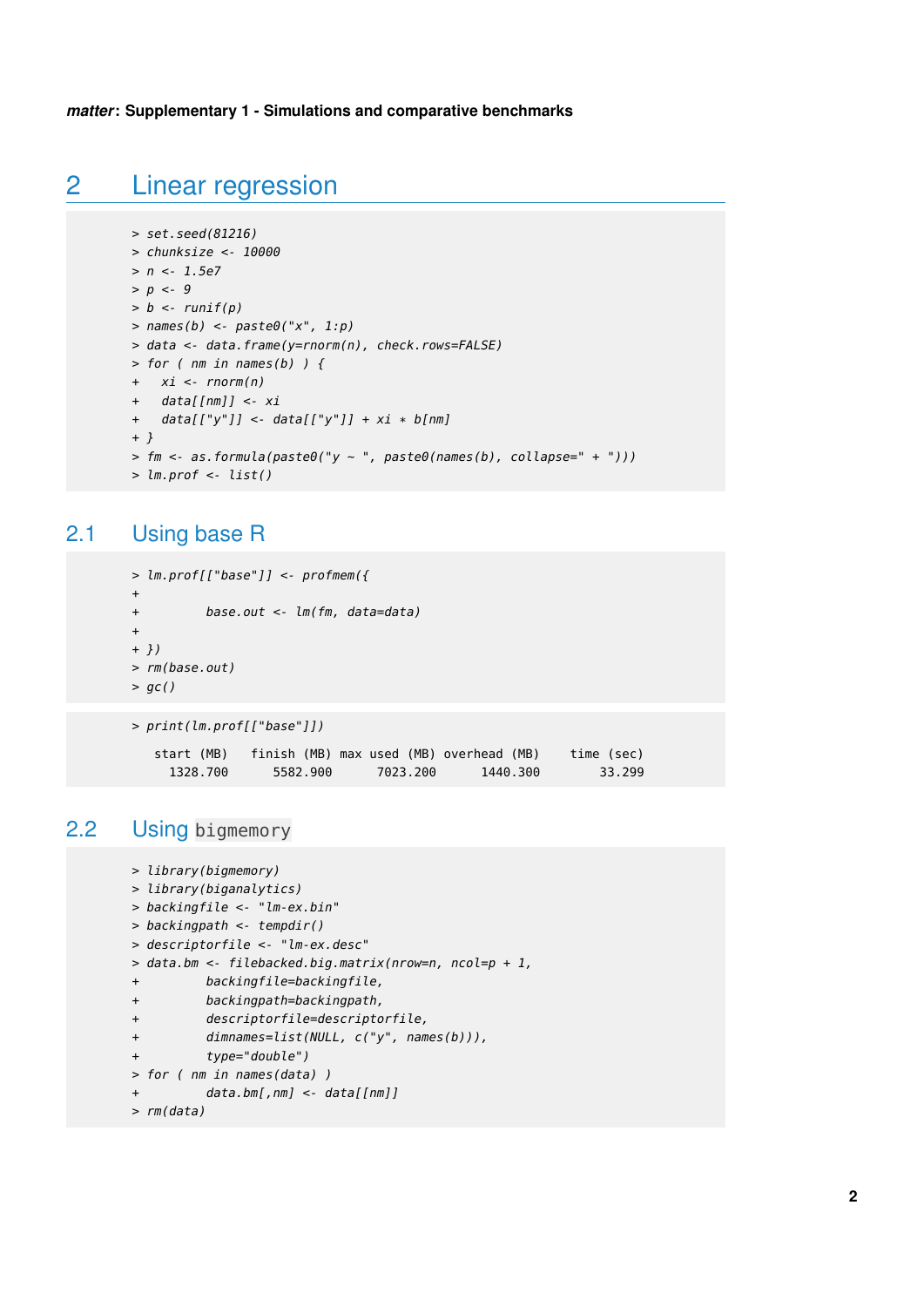## 2 Linear regression

```
> set.seed(81216)
> chunksize <- 10000
> n <- 1.5e7
> p <- 9
> b <- runif(p)
> names(b) <- paste0("x", 1:p)
> data <- data.frame(y=rnorm(n), check.rows=FALSE)
> for ( nm in names(b) ) {
+   xi <- rnorm(n)
+   data[[nm]] <- xi
+   data[["y"]] <- data[["y"]] + xi * b[nm]
+ }
> fm <- as.formula(paste0("y ~ ", paste0(names(b), collapse=" + ")))
> lm.prof <- list()
```

### 2.1 Using base R

```
> lm.prof[["base"]] <- profmem({
+
+         base.out <- lm(fm, data=data)
+
+ })
> rm(base.out)
> gc()
```

```
> print(lm.prof[["base"]])

   start (MB)   finish (MB) max used (MB) overhead (MB)    time (sec)
     1328.700      5582.900      7023.200      1440.300        33.299
```

### 2.2 Using bigmemory

```
> library(bigmemory)
> library(biganalytics)
> backingfile <- "lm-ex.bin"
> backingpath <- tempdir()
> descriptorfile <- "lm-ex.desc"
> data.bm <- filebacked.big.matrix(nrow=n, ncol=p + 1,
+         backingfile=backingfile,
+         backingpath=backingpath,
+         descriptorfile=descriptorfile,
+         dimnames=list(NULL, c("y", names(b))),
+         type="double")
> for ( nm in names(data) )
+         data.bm[,nm] <- data[[nm]]
> rm(data)
```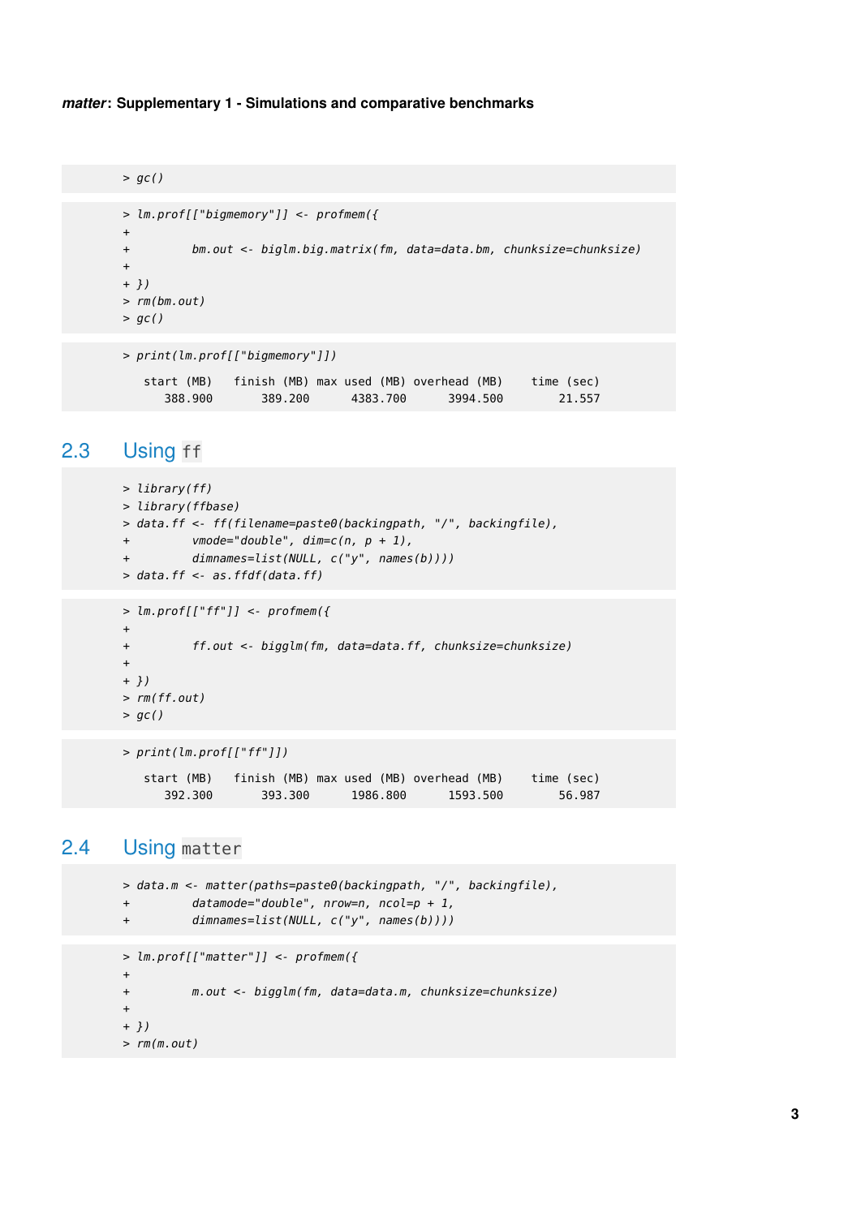```
> gc()
```

```
> lm.prof[["bigmemory"]] <- profmem({
+
+         bm.out <- biglm.big.matrix(fm, data=data.bm, chunksize=chunksize)
+
+ })
> rm(bm.out)
> gc()
```

```
> print(lm.prof[["bigmemory"]])

   start (MB)   finish (MB) max used (MB) overhead (MB)    time (sec)
      388.900       389.200      4383.700      3994.500        21.557
```

## 2.3 Using `ff`

```
> library(ff)
> library(ffbase)
> data.ff <- ff(filename=paste0(backingpath, "/", backingfile),
+         vmode="double", dim=c(n, p + 1),
+         dimnames=list(NULL, c("y", names(b))))
> data.ff <- as.ffdf(data.ff)
```

```
> lm.prof[["ff"]] <- profmem({
+
+         ff.out <- bigglm(fm, data=data.ff, chunksize=chunksize)
+
+ })
> rm(ff.out)
> gc()
```

```
> print(lm.prof[["ff"]])

   start (MB)   finish (MB) max used (MB) overhead (MB)    time (sec)
      392.300       393.300      1986.800      1593.500        56.987
```

## 2.4 Using `matter`

```
> data.m <- matter(paths=paste0(backingpath, "/", backingfile),
+         datamode="double", nrow=n, ncol=p + 1,
+         dimnames=list(NULL, c("y", names(b))))
```

```
> lm.prof[["matter"]] <- profmem({
+
+         m.out <- bigglm(fm, data=data.m, chunksize=chunksize)
+
+ })
> rm(m.out)
```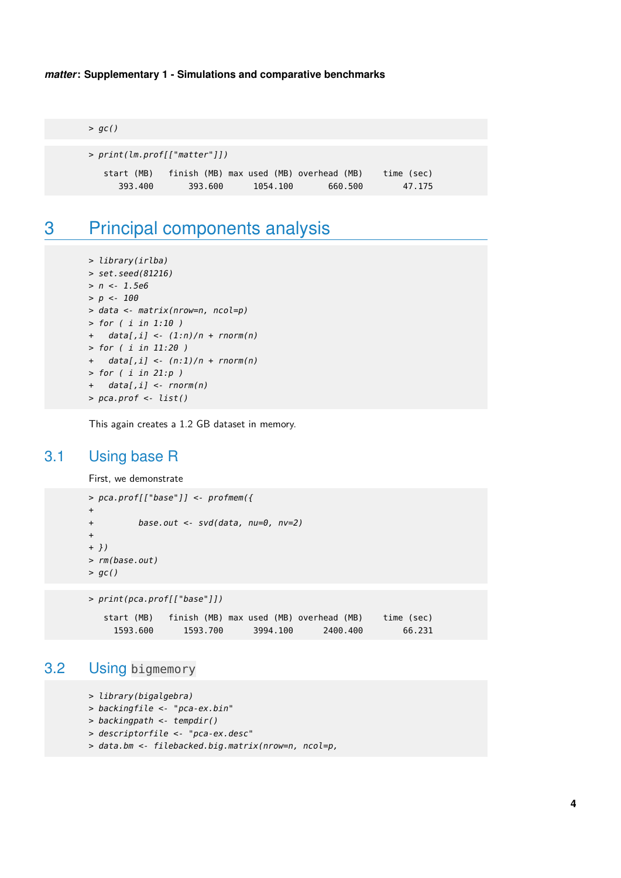```
> gc()
```

```
> print(lm.prof[["matter"]])

   start (MB)   finish (MB) max used (MB) overhead (MB)    time (sec)
      393.400       393.600      1054.100       660.500        47.175
```

# 3 Principal components analysis

```
> library(irlba)
> set.seed(81216)
> n <- 1.5e6
> p <- 100
> data <- matrix(nrow=n, ncol=p)
> for ( i in 1:10 )
+   data[,i] <- (1:n)/n + rnorm(n)
> for ( i in 11:20 )
+   data[,i] <- (n:1)/n + rnorm(n)
> for ( i in 21:p )
+   data[,i] <- rnorm(n)
> pca.prof <- list()
```

This again creates a 1.2 GB dataset in memory.

## 3.1 Using base R

First, we demonstrate

```
> pca.prof[["base"]] <- profmem({
+
+         base.out <- svd(data, nu=0, nv=2)
+
+ })
> rm(base.out)
> gc()
```

```
> print(pca.prof[["base"]])

   start (MB)   finish (MB) max used (MB) overhead (MB)    time (sec)
     1593.600      1593.700      3994.100      2400.400        66.231
```

## 3.2 Using bigmemory

```
> library(bigalgebra)
> backingfile <- "pca-ex.bin"
> backingpath <- tempdir()
> descriptorfile <- "pca-ex.desc"
> data.bm <- filebacked.big.matrix(nrow=n, ncol=p,
```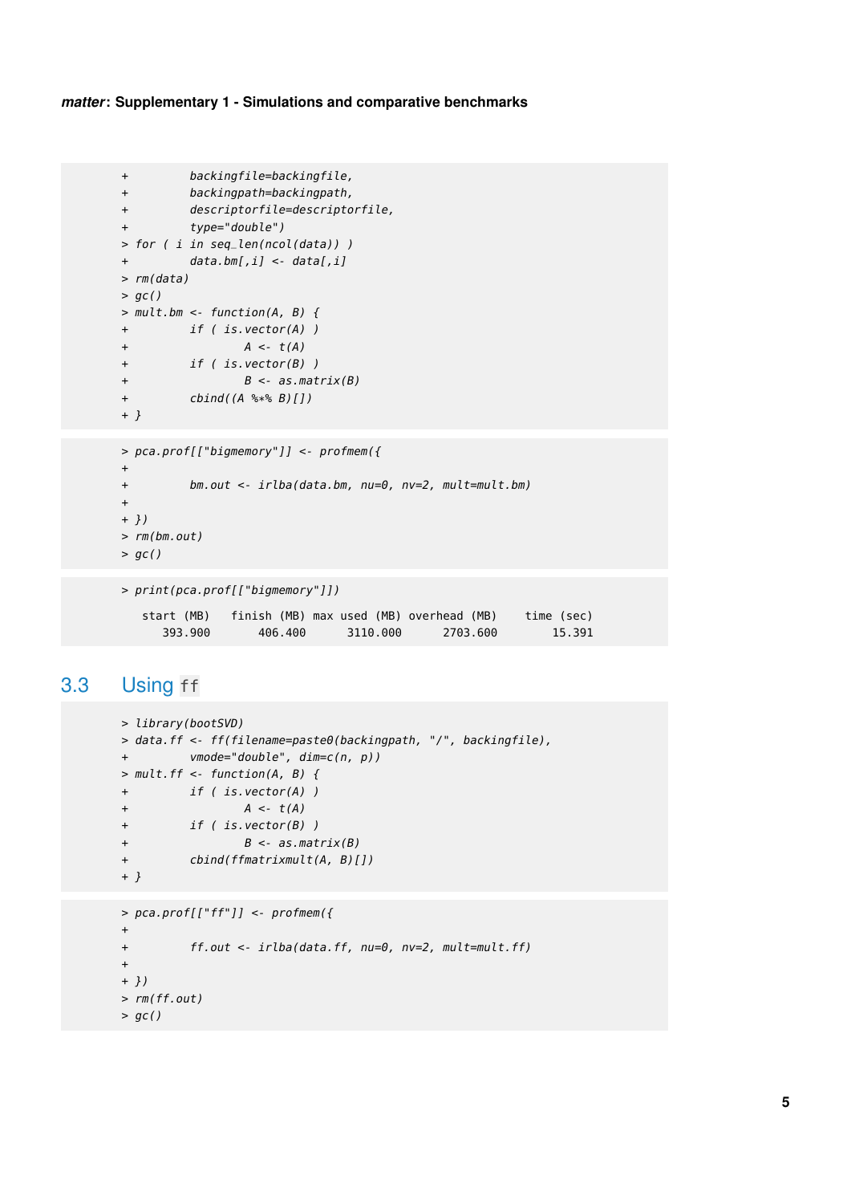```
+         backingfile=backingfile,
+         backingpath=backingpath,
+         descriptorfile=descriptorfile,
+         type="double")
> for ( i in seq_len(ncol(data)) )
+         data.bm[,i] <- data[,i]
> rm(data)
> gc()
> mult.bm <- function(A, B) {
+         if ( is.vector(A) )
+                 A <- t(A)
+         if ( is.vector(B) )
+                 B <- as.matrix(B)
+         cbind((A %*% B)[])
+ }
```

```
> pca.prof[["bigmemory"]] <- profmem({
+
+         bm.out <- irlba(data.bm, nu=0, nv=2, mult=mult.bm)
+
+ })
> rm(bm.out)
> gc()
```

```
> print(pca.prof[["bigmemory"]])

   start (MB)   finish (MB) max used (MB) overhead (MB)    time (sec)
      393.900       406.400      3110.000      2703.600        15.391
```

## 3.3 Using `ff`

```
> library(bootSVD)
> data.ff <- ff(filename=paste0(backingpath, "/", backingfile),
+         vmode="double", dim=c(n, p))
> mult.ff <- function(A, B) {
+         if ( is.vector(A) )
+                 A <- t(A)
+         if ( is.vector(B) )
+                 B <- as.matrix(B)
+         cbind(ffmatrixmult(A, B)[])
+ }
```

```
> pca.prof[["ff"]] <- profmem({
+
+         ff.out <- irlba(data.ff, nu=0, nv=2, mult=mult.ff)
+
+ })
> rm(ff.out)
> gc()
```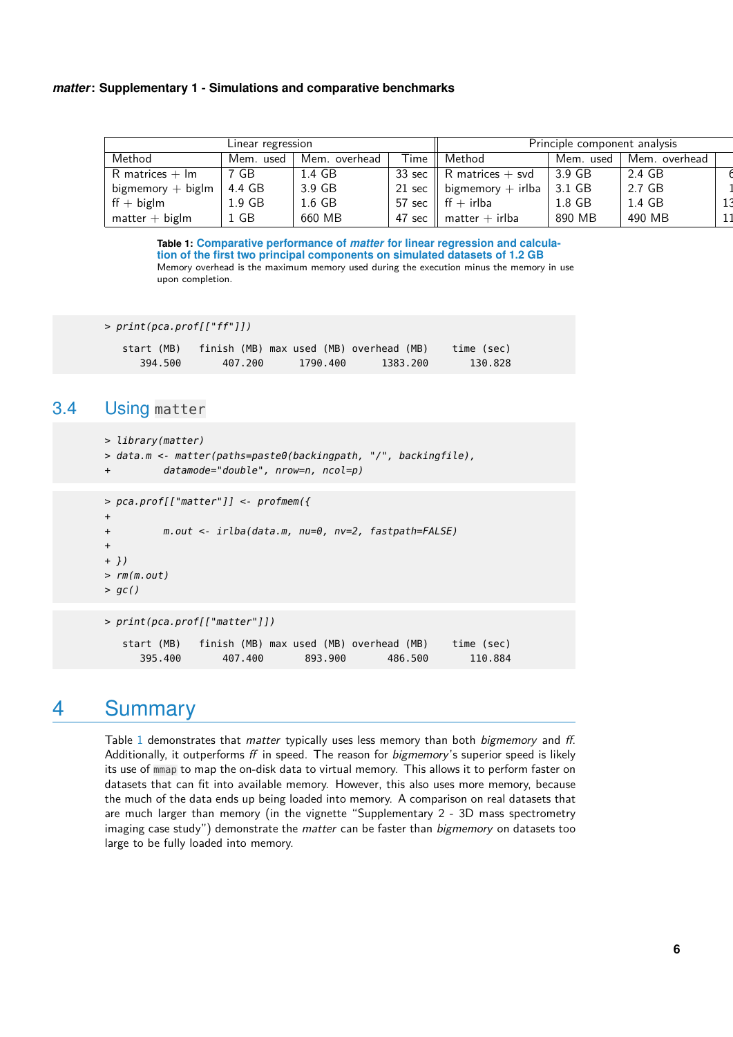| Linear regression | | | | Principle component analysis | | | |
|---|---|---|---|---|---|---|---|
| Method | Mem. used | Mem. overhead | Time | Method | Mem. used | Mem. overhead | |
| R matrices + lm | 7 GB | 1.4 GB | 33 sec | R matrices + svd | 3.9 GB | 2.4 GB | 6 |
| bigmemory + biglm | 4.4 GB | 3.9 GB | 21 sec | bigmemory + irlba | 3.1 GB | 2.7 GB | 1 |
| ff + biglm | 1.9 GB | 1.6 GB | 57 sec | ff + irlba | 1.8 GB | 1.4 GB | 13 |
| matter + biglm | 1 GB | 660 MB | 47 sec | matter + irlba | 890 MB | 490 MB | 11 |

**Table 1: Comparative performance of *matter* for linear regression and calculation of the first two principal components on simulated datasets of 1.2 GB**
Memory overhead is the maximum memory used during the execution minus the memory in use upon completion.

```
> print(pca.prof[["ff"]])

   start (MB)   finish (MB) max used (MB) overhead (MB)    time (sec)
      394.500       407.200      1790.400      1383.200       130.828
```

## 3.4 Using `matter`

```
> library(matter)
> data.m <- matter(paths=paste0(backingpath, "/", backingfile),
+         datamode="double", nrow=n, ncol=p)
```

```
> pca.prof[["matter"]] <- profmem({
+
+         m.out <- irlba(data.m, nu=0, nv=2, fastpath=FALSE)
+
+ })
> rm(m.out)
> gc()
```

```
> print(pca.prof[["matter"]])

   start (MB)   finish (MB) max used (MB) overhead (MB)    time (sec)
      395.400       407.400       893.900       486.500       110.884
```

# 4 Summary

Table 1 demonstrates that *matter* typically uses less memory than both *bigmemory* and *ff*. Additionally, it outperforms *ff* in speed. The reason for *bigmemory*'s superior speed is likely its use of `mmap` to map the on-disk data to virtual memory. This allows it to perform faster on datasets that can fit into available memory. However, this also uses more memory, because the much of the data ends up being loaded into memory. A comparison on real datasets that are much larger than memory (in the vignette "Supplementary 2 - 3D mass spectrometry imaging case study") demonstrate the *matter* can be faster than *bigmemory* on datasets too large to be fully loaded into memory.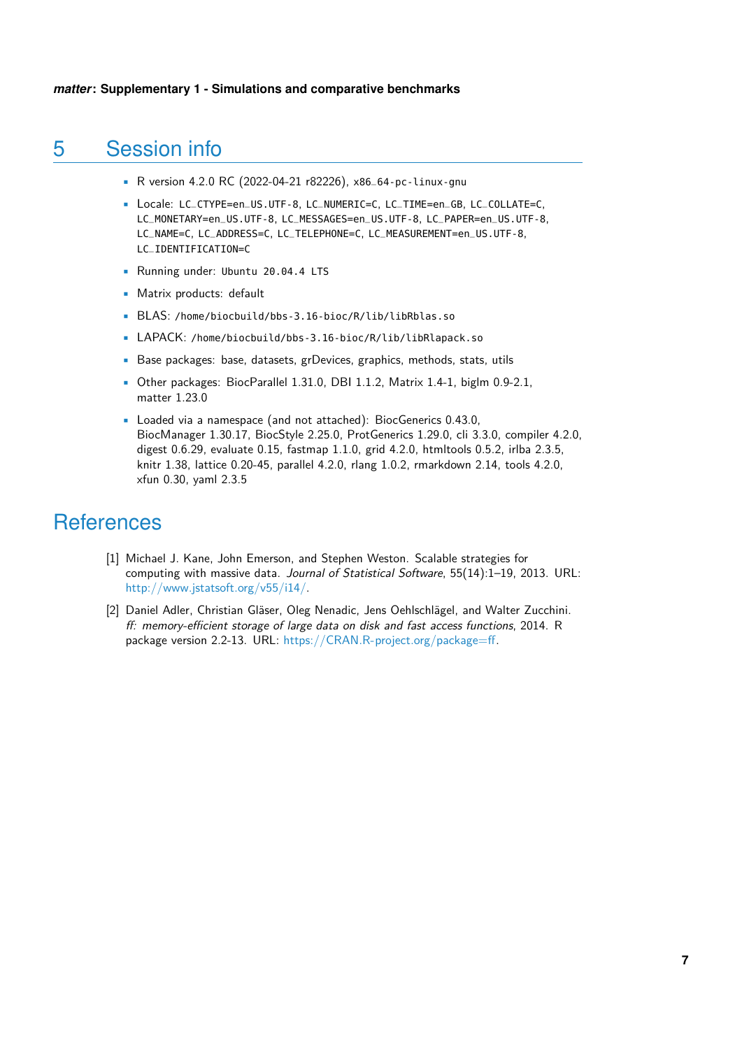# 5 Session info

- R version 4.2.0 RC (2022-04-21 r82226), x86_64-pc-linux-gnu
- Locale: LC_CTYPE=en_US.UTF-8, LC_NUMERIC=C, LC_TIME=en_GB, LC_COLLATE=C, LC_MONETARY=en_US.UTF-8, LC_MESSAGES=en_US.UTF-8, LC_PAPER=en_US.UTF-8, LC_NAME=C, LC_ADDRESS=C, LC_TELEPHONE=C, LC_MEASUREMENT=en_US.UTF-8, LC_IDENTIFICATION=C
- Running under: Ubuntu 20.04.4 LTS
- Matrix products: default
- BLAS: /home/biocbuild/bbs-3.16-bioc/R/lib/libRblas.so
- LAPACK: /home/biocbuild/bbs-3.16-bioc/R/lib/libRlapack.so
- Base packages: base, datasets, grDevices, graphics, methods, stats, utils
- Other packages: BiocParallel 1.31.0, DBI 1.1.2, Matrix 1.4-1, biglm 0.9-2.1, matter 1.23.0
- Loaded via a namespace (and not attached): BiocGenerics 0.43.0, BiocManager 1.30.17, BiocStyle 2.25.0, ProtGenerics 1.29.0, cli 3.3.0, compiler 4.2.0, digest 0.6.29, evaluate 0.15, fastmap 1.1.0, grid 4.2.0, htmltools 0.5.2, irlba 2.3.5, knitr 1.38, lattice 0.20-45, parallel 4.2.0, rlang 1.0.2, rmarkdown 2.14, tools 4.2.0, xfun 0.30, yaml 2.3.5

# References

[1] Michael J. Kane, John Emerson, and Stephen Weston. Scalable strategies for computing with massive data. *Journal of Statistical Software*, 55(14):1–19, 2013. URL: http://www.jstatsoft.org/v55/i14/.

[2] Daniel Adler, Christian Gläser, Oleg Nenadic, Jens Oehlschlägel, and Walter Zucchini. *ff: memory-efficient storage of large data on disk and fast access functions*, 2014. R package version 2.2-13. URL: https://CRAN.R-project.org/package=ff.